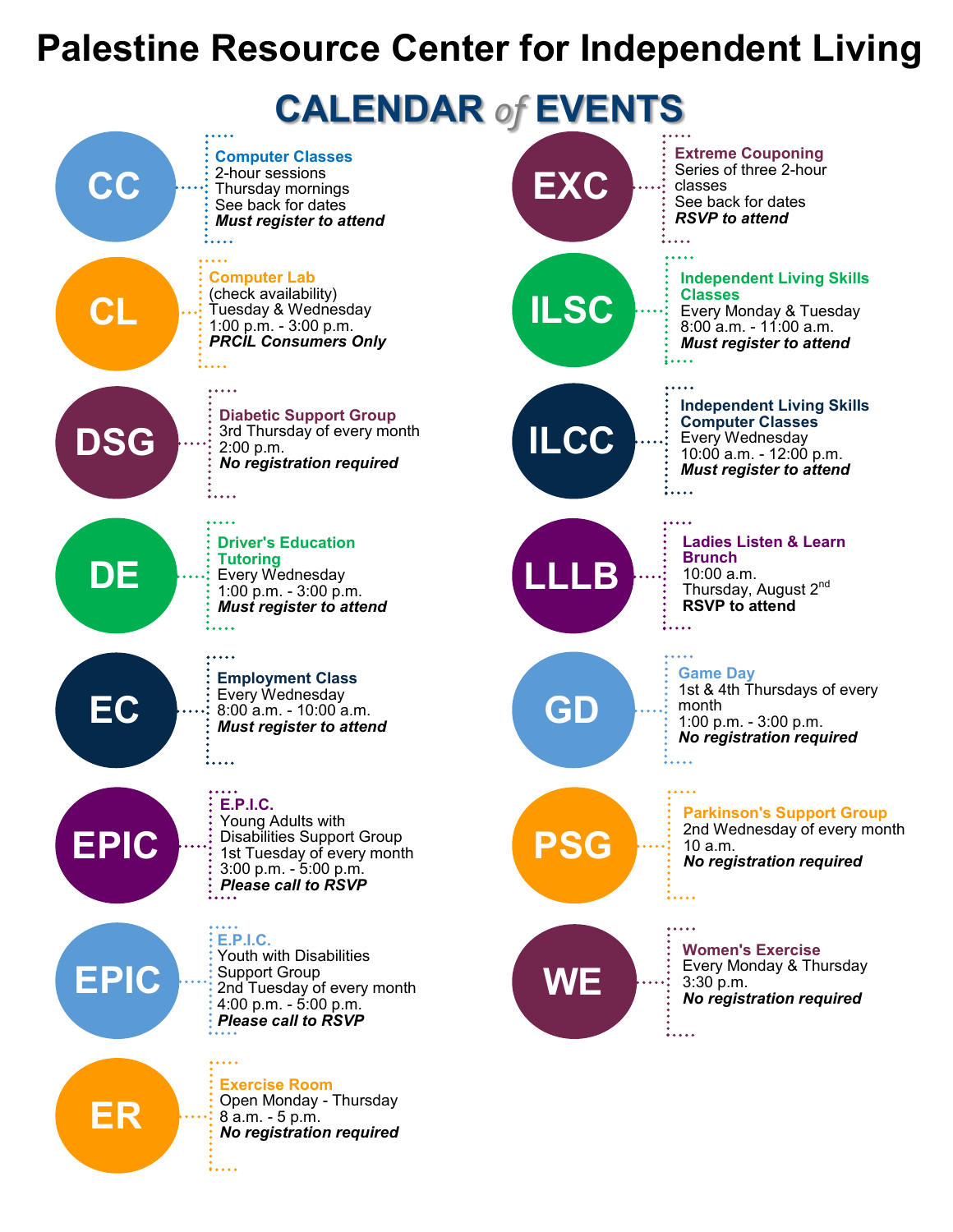# Palestine Resource Center for Independent Living

## CALENDAR *of* EVENTS

**CC**

**Computer Classes**
2-hour sessions
Thursday mornings
See back for dates
***Must register to attend***

**CL**

**Computer Lab**
(check availability)
Tuesday & Wednesday
1:00 p.m. - 3:00 p.m.
***PRCIL Consumers Only***

**DSG**

**Diabetic Support Group**
3rd Thursday of every month
2:00 p.m.
***No registration required***

**DE**

**Driver's Education Tutoring**
Every Wednesday
1:00 p.m. - 3:00 p.m.
***Must register to attend***

**EC**

**Employment Class**
Every Wednesday
8:00 a.m. - 10:00 a.m.
***Must register to attend***

**EPIC**

**E.P.I.C.**
Young Adults with Disabilities Support Group
1st Tuesday of every month
3:00 p.m. - 5:00 p.m.
***Please call to RSVP***

**EPIC**

**E.P.I.C.**
Youth with Disabilities Support Group
2nd Tuesday of every month
4:00 p.m. - 5:00 p.m.
***Please call to RSVP***

**ER**

**Exercise Room**
Open Monday - Thursday
8 a.m. - 5 p.m.
***No registration required***

**EXC**

**Extreme Couponing**
Series of three 2-hour classes
See back for dates
***RSVP to attend***

**ILSC**

**Independent Living Skills Classes**
Every Monday & Tuesday
8:00 a.m. - 11:00 a.m.
***Must register to attend***

**ILCC**

**Independent Living Skills Computer Classes**
Every Wednesday
10:00 a.m. - 12:00 p.m.
***Must register to attend***

**LLLB**

**Ladies Listen & Learn Brunch**
10:00 a.m.
Thursday, August 2nd
**RSVP to attend**

**GD**

**Game Day**
1st & 4th Thursdays of every month
1:00 p.m. - 3:00 p.m.
***No registration required***

**PSG**

**Parkinson's Support Group**
2nd Wednesday of every month
10 a.m.
***No registration required***

**WE**

**Women's Exercise**
Every Monday & Thursday
3:30 p.m.
***No registration required***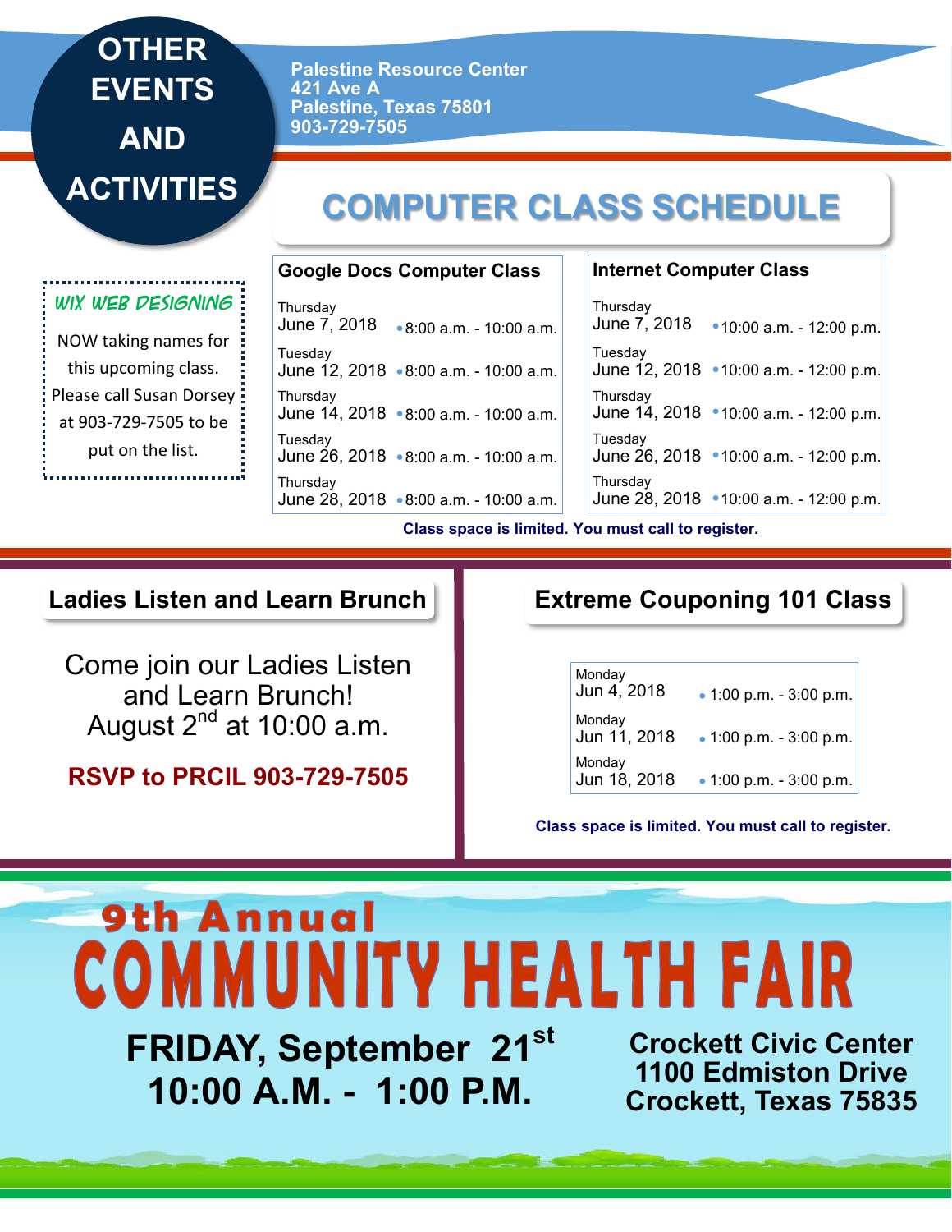# OTHER EVENTS AND ACTIVITIES

**Palestine Resource Center**
**421 Ave A**
**Palestine, Texas 75801**
**903-729-7505**

## COMPUTER CLASS SCHEDULE

### WIX WEB DESIGNING

NOW taking names for this upcoming class. Please call Susan Dorsey at 903-729-7505 to be put on the list.

### Google Docs Computer Class

| | |
|---|---|
| Thursday June 7, 2018 | 8:00 a.m. - 10:00 a.m. |
| Tuesday June 12, 2018 | 8:00 a.m. - 10:00 a.m. |
| Thursday June 14, 2018 | 8:00 a.m. - 10:00 a.m. |
| Tuesday June 26, 2018 | 8:00 a.m. - 10:00 a.m. |
| Thursday June 28, 2018 | 8:00 a.m. - 10:00 a.m. |

### Internet Computer Class

| | |
|---|---|
| Thursday June 7, 2018 | 10:00 a.m. - 12:00 p.m. |
| Tuesday June 12, 2018 | 10:00 a.m. - 12:00 p.m. |
| Thursday June 14, 2018 | 10:00 a.m. - 12:00 p.m. |
| Tuesday June 26, 2018 | 10:00 a.m. - 12:00 p.m. |
| Thursday June 28, 2018 | 10:00 a.m. - 12:00 p.m. |

**Class space is limited. You must call to register.**

## Ladies Listen and Learn Brunch

Come join our Ladies Listen and Learn Brunch!
August 2nd at 10:00 a.m.

**RSVP to PRCIL 903-729-7505**

## Extreme Couponing 101 Class

| | |
|---|---|
| Monday Jun 4, 2018 | 1:00 p.m. - 3:00 p.m. |
| Monday Jun 11, 2018 | 1:00 p.m. - 3:00 p.m. |
| Monday Jun 18, 2018 | 1:00 p.m. - 3:00 p.m. |

**Class space is limited. You must call to register.**

# 9th Annual COMMUNITY HEALTH FAIR

**FRIDAY, September 21st**
**10:00 A.M. - 1:00 P.M.**

**Crockett Civic Center**
**1100 Edmiston Drive**
**Crockett, Texas 75835**